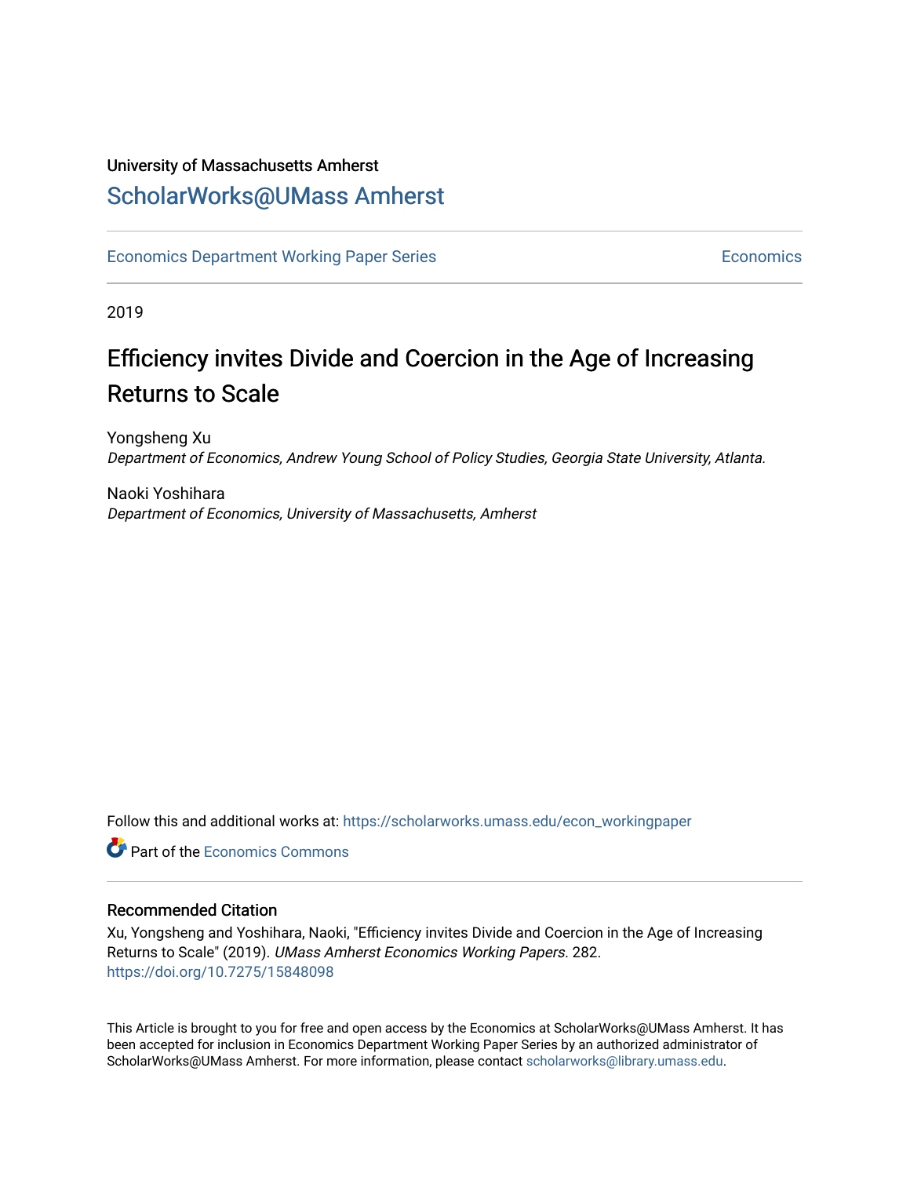University of Massachusetts Amherst

ScholarWorks@UMass Amherst

Economics Department Working Paper Series | Economics

2019

# Efficiency invites Divide and Coercion in the Age of Increasing Returns to Scale

Yongsheng Xu
*Department of Economics, Andrew Young School of Policy Studies, Georgia State University, Atlanta.*

Naoki Yoshihara
*Department of Economics, University of Massachusetts, Amherst*

Follow this and additional works at: https://scholarworks.umass.edu/econ_workingpaper

Part of the Economics Commons

## Recommended Citation

Xu, Yongsheng and Yoshihara, Naoki, "Efficiency invites Divide and Coercion in the Age of Increasing Returns to Scale" (2019). *UMass Amherst Economics Working Papers*. 282.
https://doi.org/10.7275/15848098

This Article is brought to you for free and open access by the Economics at ScholarWorks@UMass Amherst. It has been accepted for inclusion in Economics Department Working Paper Series by an authorized administrator of ScholarWorks@UMass Amherst. For more information, please contact scholarworks@library.umass.edu.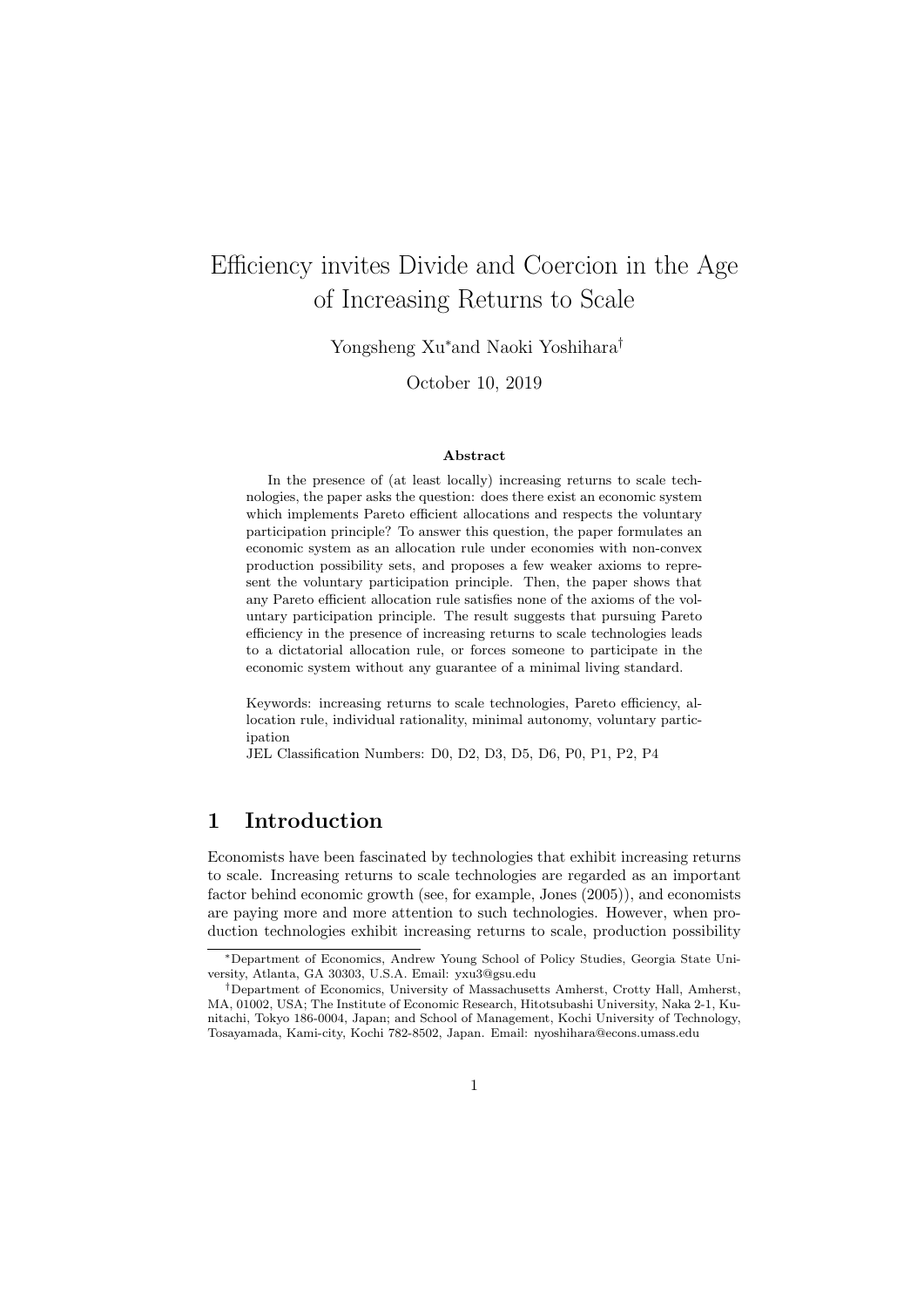# Efficiency invites Divide and Coercion in the Age of Increasing Returns to Scale

Yongsheng Xu*and Naoki Yoshihara†

October 10, 2019

**Abstract**

In the presence of (at least locally) increasing returns to scale technologies, the paper asks the question: does there exist an economic system which implements Pareto efficient allocations and respects the voluntary participation principle? To answer this question, the paper formulates an economic system as an allocation rule under economies with non-convex production possibility sets, and proposes a few weaker axioms to represent the voluntary participation principle. Then, the paper shows that any Pareto efficient allocation rule satisfies none of the axioms of the voluntary participation principle. The result suggests that pursuing Pareto efficiency in the presence of increasing returns to scale technologies leads to a dictatorial allocation rule, or forces someone to participate in the economic system without any guarantee of a minimal living standard.

Keywords: increasing returns to scale technologies, Pareto efficiency, allocation rule, individual rationality, minimal autonomy, voluntary participation

JEL Classification Numbers: D0, D2, D3, D5, D6, P0, P1, P2, P4

## 1 Introduction

Economists have been fascinated by technologies that exhibit increasing returns to scale. Increasing returns to scale technologies are regarded as an important factor behind economic growth (see, for example, Jones (2005)), and economists are paying more and more attention to such technologies. However, when production technologies exhibit increasing returns to scale, production possibility

*Department of Economics, Andrew Young School of Policy Studies, Georgia State University, Atlanta, GA 30303, U.S.A. Email: yxu3@gsu.edu

†Department of Economics, University of Massachusetts Amherst, Crotty Hall, Amherst, MA, 01002, USA; The Institute of Economic Research, Hitotsubashi University, Naka 2-1, Kunitachi, Tokyo 186-0004, Japan; and School of Management, Kochi University of Technology, Tosayamada, Kami-city, Kochi 782-8502, Japan. Email: nyoshihara@econs.umass.edu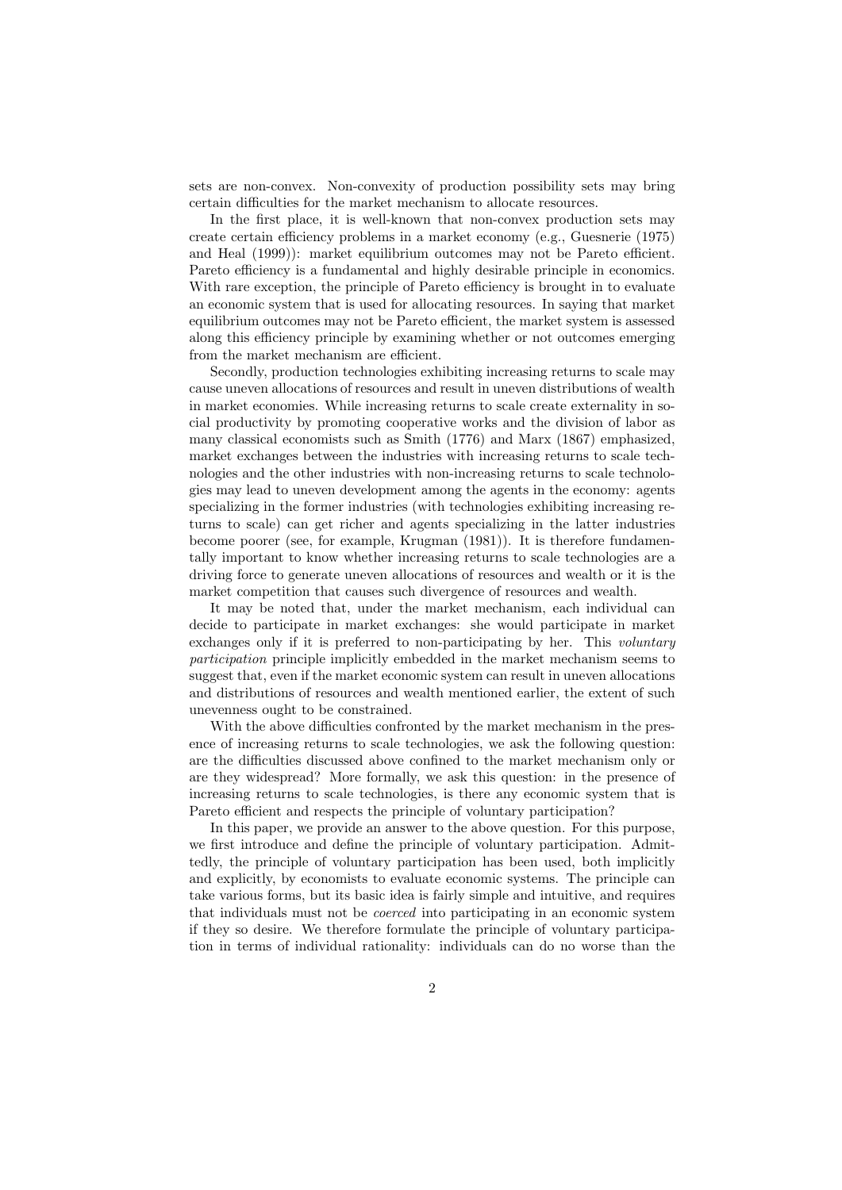sets are non-convex. Non-convexity of production possibility sets may bring certain difficulties for the market mechanism to allocate resources.

In the first place, it is well-known that non-convex production sets may create certain efficiency problems in a market economy (e.g., Guesnerie (1975) and Heal (1999)): market equilibrium outcomes may not be Pareto efficient. Pareto efficiency is a fundamental and highly desirable principle in economics. With rare exception, the principle of Pareto efficiency is brought in to evaluate an economic system that is used for allocating resources. In saying that market equilibrium outcomes may not be Pareto efficient, the market system is assessed along this efficiency principle by examining whether or not outcomes emerging from the market mechanism are efficient.

Secondly, production technologies exhibiting increasing returns to scale may cause uneven allocations of resources and result in uneven distributions of wealth in market economies. While increasing returns to scale create externality in social productivity by promoting cooperative works and the division of labor as many classical economists such as Smith (1776) and Marx (1867) emphasized, market exchanges between the industries with increasing returns to scale technologies and the other industries with non-increasing returns to scale technologies may lead to uneven development among the agents in the economy: agents specializing in the former industries (with technologies exhibiting increasing returns to scale) can get richer and agents specializing in the latter industries become poorer (see, for example, Krugman (1981)). It is therefore fundamentally important to know whether increasing returns to scale technologies are a driving force to generate uneven allocations of resources and wealth or it is the market competition that causes such divergence of resources and wealth.

It may be noted that, under the market mechanism, each individual can decide to participate in market exchanges: she would participate in market exchanges only if it is preferred to non-participating by her. This *voluntary participation* principle implicitly embedded in the market mechanism seems to suggest that, even if the market economic system can result in uneven allocations and distributions of resources and wealth mentioned earlier, the extent of such unevenness ought to be constrained.

With the above difficulties confronted by the market mechanism in the presence of increasing returns to scale technologies, we ask the following question: are the difficulties discussed above confined to the market mechanism only or are they widespread? More formally, we ask this question: in the presence of increasing returns to scale technologies, is there any economic system that is Pareto efficient and respects the principle of voluntary participation?

In this paper, we provide an answer to the above question. For this purpose, we first introduce and define the principle of voluntary participation. Admittedly, the principle of voluntary participation has been used, both implicitly and explicitly, by economists to evaluate economic systems. The principle can take various forms, but its basic idea is fairly simple and intuitive, and requires that individuals must not be *coerced* into participating in an economic system if they so desire. We therefore formulate the principle of voluntary participation in terms of individual rationality: individuals can do no worse than the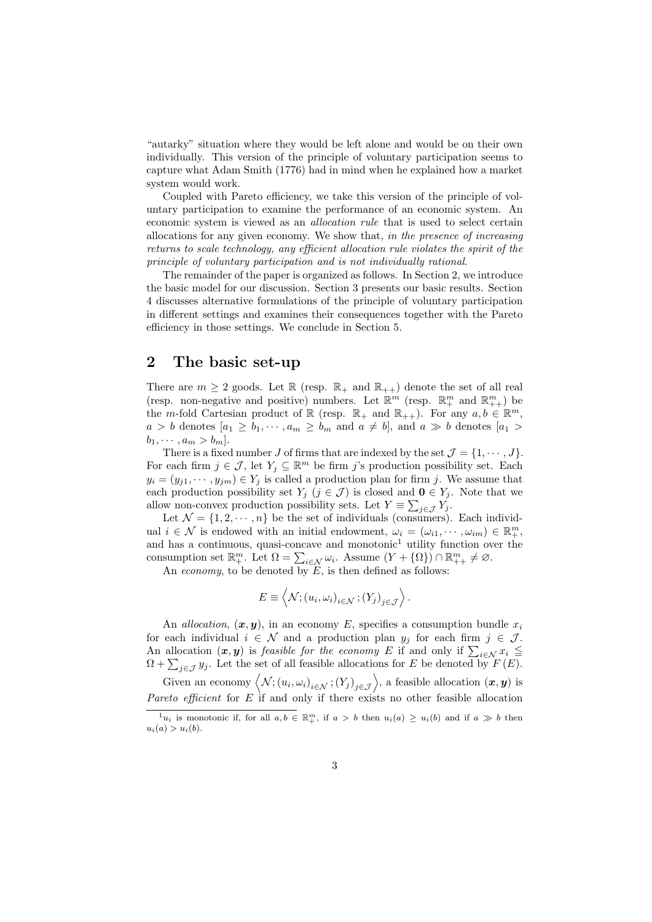"autarky" situation where they would be left alone and would be on their own individually. This version of the principle of voluntary participation seems to capture what Adam Smith (1776) had in mind when he explained how a market system would work.

Coupled with Pareto efficiency, we take this version of the principle of voluntary participation to examine the performance of an economic system. An economic system is viewed as an *allocation rule* that is used to select certain allocations for any given economy. We show that, *in the presence of increasing returns to scale technology, any efficient allocation rule violates the spirit of the principle of voluntary participation and is not individually rational*.

The remainder of the paper is organized as follows. In Section 2, we introduce the basic model for our discussion. Section 3 presents our basic results. Section 4 discusses alternative formulations of the principle of voluntary participation in different settings and examines their consequences together with the Pareto efficiency in those settings. We conclude in Section 5.

## 2 The basic set-up

There are $m \geq 2$ goods. Let $\mathbb{R}$ (resp. $\mathbb{R}_+$ and $\mathbb{R}_{++}$) denote the set of all real (resp. non-negative and positive) numbers. Let $\mathbb{R}^m$ (resp. $\mathbb{R}^m_+$ and $\mathbb{R}^m_{++}$) be the $m$-fold Cartesian product of $\mathbb{R}$ (resp. $\mathbb{R}_+$ and $\mathbb{R}_{++}$). For any $a, b \in \mathbb{R}^m$, $a > b$ denotes $[a_1 \geq b_1, \cdots, a_m \geq b_m$ and $a \neq b]$, and $a \gg b$ denotes $[a_1 > b_1, \cdots, a_m > b_m]$.

There is a fixed number $J$ of firms that are indexed by the set $\mathcal{J} = \{1, \cdots, J\}$. For each firm $j \in \mathcal{J}$, let $Y_j \subseteq \mathbb{R}^m$ be firm $j$'s production possibility set. Each $y_i = (y_{j1}, \cdots, y_{jm}) \in Y_j$ is called a production plan for firm $j$. We assume that each production possibility set $Y_j$ ($j \in \mathcal{J}$) is closed and $\mathbf{0} \in Y_j$. Note that we allow non-convex production possibility sets. Let $Y \equiv \sum_{j\in\mathcal{J}} Y_j$.

Let $\mathcal{N} = \{1, 2, \cdots, n\}$ be the set of individuals (consumers). Each individual $i \in \mathcal{N}$ is endowed with an initial endowment, $\omega_i = (\omega_{i1}, \cdots, \omega_{im}) \in \mathbb{R}^m_+$, and has a continuous, quasi-concave and monotonic[1] utility function over the consumption set $\mathbb{R}^m_+$. Let $\Omega = \sum_{i\in\mathcal{N}} \omega_i$. Assume $(Y + \{\Omega\}) \cap \mathbb{R}^m_{++} \neq \varnothing$.

An *economy*, to be denoted by $E$, is then defined as follows:

$$E \equiv \left\langle \mathcal{N}; (u_i, \omega_i)_{i\in\mathcal{N}}; (Y_j)_{j\in\mathcal{J}} \right\rangle.$$

An *allocation*, $(\boldsymbol{x}, \boldsymbol{y})$, in an economy $E$, specifies a consumption bundle $x_i$ for each individual $i \in \mathcal{N}$ and a production plan $y_j$ for each firm $j \in \mathcal{J}$. An allocation $(\boldsymbol{x}, \boldsymbol{y})$ is *feasible for the economy* $E$ if and only if $\sum_{i\in\mathcal{N}} x_i \leqq \Omega + \sum_{j\in\mathcal{J}} y_j$. Let the set of all feasible allocations for $E$ be denoted by $F(E)$.

Given an economy $\left\langle \mathcal{N}; (u_i, \omega_i)_{i\in\mathcal{N}}; (Y_j)_{j\in\mathcal{J}} \right\rangle$, a feasible allocation $(\boldsymbol{x}, \boldsymbol{y})$ is *Pareto efficient* for $E$ if and only if there exists no other feasible allocation

[1] $u_i$ is monotonic if, for all $a, b \in \mathbb{R}^m_+$, if $a > b$ then $u_i(a) \geq u_i(b)$ and if $a \gg b$ then $u_i(a) > u_i(b)$.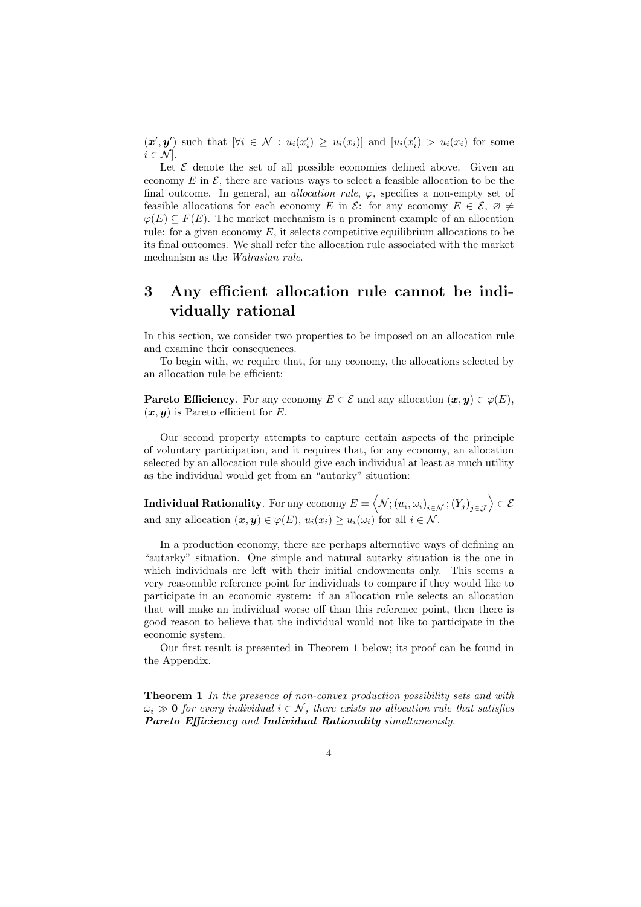$(\boldsymbol{x}', \boldsymbol{y}')$ such that $[\forall i \in \mathcal{N} : u_i(x_i') \geq u_i(x_i)]$ and $[u_i(x_i') > u_i(x_i)$ for some $i \in \mathcal{N}]$.

Let $\mathcal{E}$ denote the set of all possible economies defined above. Given an economy $E$ in $\mathcal{E}$, there are various ways to select a feasible allocation to be the final outcome. In general, an *allocation rule*, $\varphi$, specifies a non-empty set of feasible allocations for each economy $E$ in $\mathcal{E}$: for any economy $E \in \mathcal{E}$, $\varnothing \neq \varphi(E) \subseteq F(E)$. The market mechanism is a prominent example of an allocation rule: for a given economy $E$, it selects competitive equilibrium allocations to be its final outcomes. We shall refer the allocation rule associated with the market mechanism as the *Walrasian rule*.

## 3 Any efficient allocation rule cannot be individually rational

In this section, we consider two properties to be imposed on an allocation rule and examine their consequences.

To begin with, we require that, for any economy, the allocations selected by an allocation rule be efficient:

**Pareto Efficiency**. For any economy $E \in \mathcal{E}$ and any allocation $(\boldsymbol{x}, \boldsymbol{y}) \in \varphi(E)$, $(\boldsymbol{x}, \boldsymbol{y})$ is Pareto efficient for $E$.

Our second property attempts to capture certain aspects of the principle of voluntary participation, and it requires that, for any economy, an allocation selected by an allocation rule should give each individual at least as much utility as the individual would get from an "autarky" situation:

**Individual Rationality**. For any economy $E = \left\langle \mathcal{N}; (u_i, \omega_i)_{i \in \mathcal{N}}; (Y_j)_{j \in \mathcal{J}} \right\rangle \in \mathcal{E}$ and any allocation $(\boldsymbol{x}, \boldsymbol{y}) \in \varphi(E)$, $u_i(x_i) \geq u_i(\omega_i)$ for all $i \in \mathcal{N}$.

In a production economy, there are perhaps alternative ways of defining an "autarky" situation. One simple and natural autarky situation is the one in which individuals are left with their initial endowments only. This seems a very reasonable reference point for individuals to compare if they would like to participate in an economic system: if an allocation rule selects an allocation that will make an individual worse off than this reference point, then there is good reason to believe that the individual would not like to participate in the economic system.

Our first result is presented in Theorem 1 below; its proof can be found in the Appendix.

**Theorem 1** *In the presence of non-convex production possibility sets and with $\omega_i \gg \mathbf{0}$ for every individual $i \in \mathcal{N}$, there exists no allocation rule that satisfies **Pareto Efficiency** and **Individual Rationality** simultaneously.*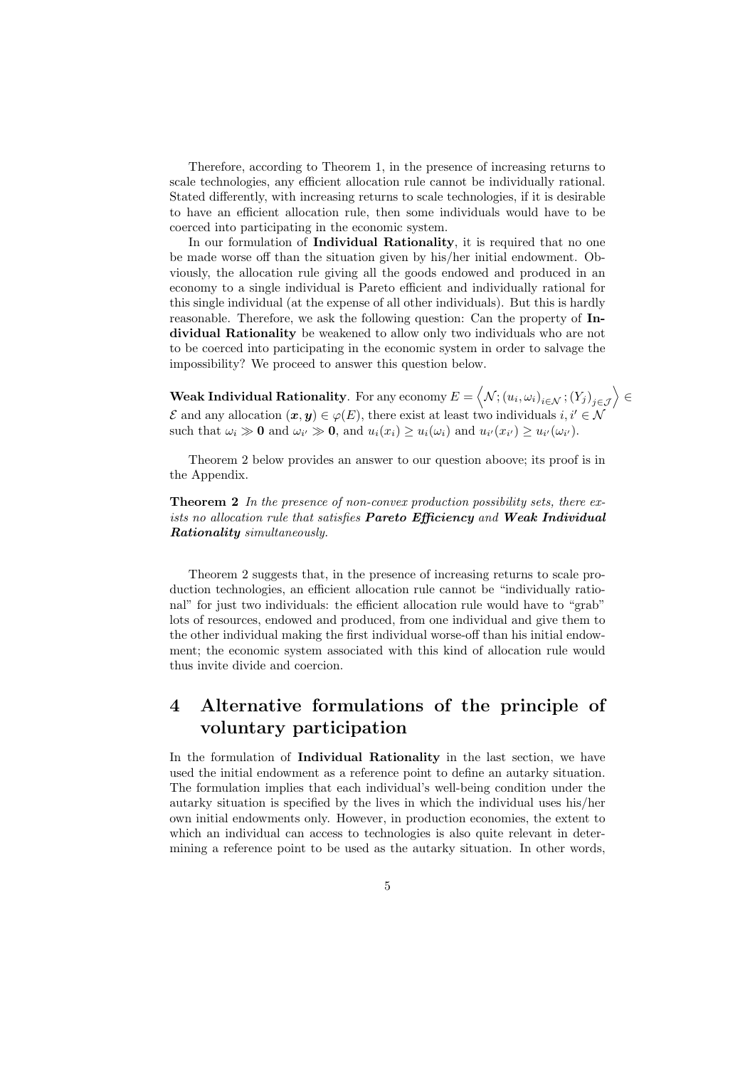Therefore, according to Theorem 1, in the presence of increasing returns to scale technologies, any efficient allocation rule cannot be individually rational. Stated differently, with increasing returns to scale technologies, if it is desirable to have an efficient allocation rule, then some individuals would have to be coerced into participating in the economic system.

In our formulation of **Individual Rationality**, it is required that no one be made worse off than the situation given by his/her initial endowment. Obviously, the allocation rule giving all the goods endowed and produced in an economy to a single individual is Pareto efficient and individually rational for this single individual (at the expense of all other individuals). But this is hardly reasonable. Therefore, we ask the following question: Can the property of **Individual Rationality** be weakened to allow only two individuals who are not to be coerced into participating in the economic system in order to salvage the impossibility? We proceed to answer this question below.

**Weak Individual Rationality**. For any economy $E = \left\langle \mathcal{N}; (u_i, \omega_i)_{i\in\mathcal{N}}; (Y_j)_{j\in\mathcal{J}} \right\rangle \in \mathcal{E}$ and any allocation $(\boldsymbol{x}, \boldsymbol{y}) \in \varphi(E)$, there exist at least two individuals $i, i' \in \mathcal{N}$ such that $\omega_i \gg \mathbf{0}$ and $\omega_{i'} \gg \mathbf{0}$, and $u_i(x_i) \geq u_i(\omega_i)$ and $u_{i'}(x_{i'}) \geq u_{i'}(\omega_{i'})$.

Theorem 2 below provides an answer to our question aboove; its proof is in the Appendix.

**Theorem 2** *In the presence of non-convex production possibility sets, there exists no allocation rule that satisfies* ***Pareto Efficiency*** *and* ***Weak Individual Rationality*** *simultaneously.*

Theorem 2 suggests that, in the presence of increasing returns to scale production technologies, an efficient allocation rule cannot be "individually rational" for just two individuals: the efficient allocation rule would have to "grab" lots of resources, endowed and produced, from one individual and give them to the other individual making the first individual worse-off than his initial endowment; the economic system associated with this kind of allocation rule would thus invite divide and coercion.

## 4 Alternative formulations of the principle of voluntary participation

In the formulation of **Individual Rationality** in the last section, we have used the initial endowment as a reference point to define an autarky situation. The formulation implies that each individual's well-being condition under the autarky situation is specified by the lives in which the individual uses his/her own initial endowments only. However, in production economies, the extent to which an individual can access to technologies is also quite relevant in determining a reference point to be used as the autarky situation. In other words,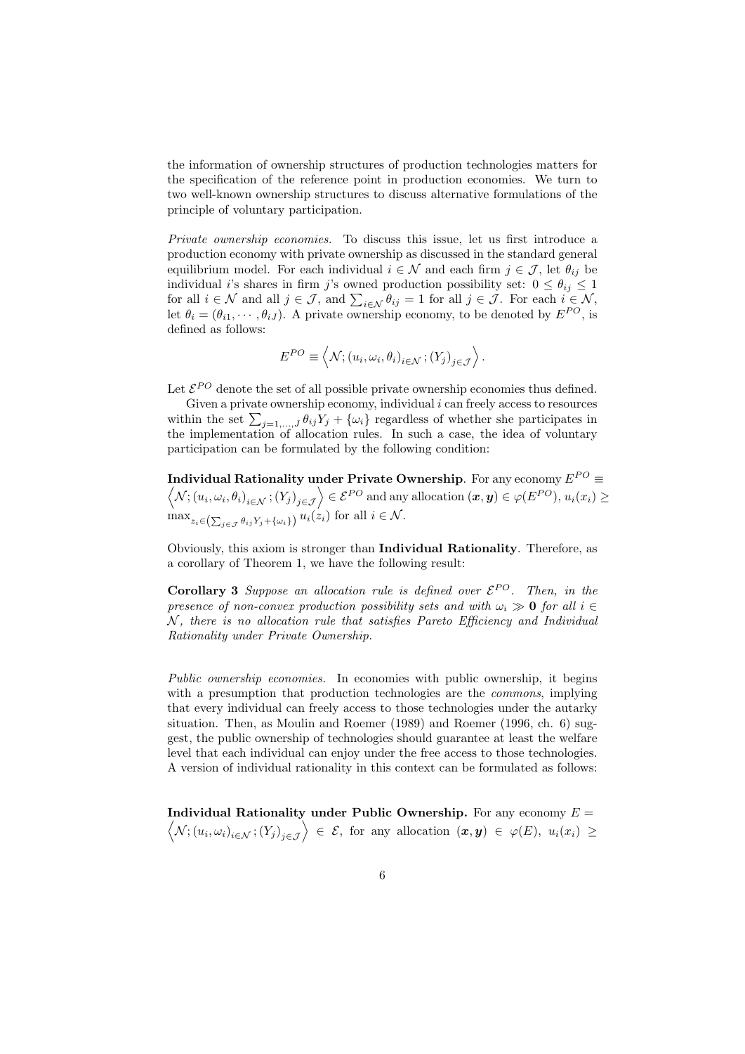the information of ownership structures of production technologies matters for the specification of the reference point in production economies. We turn to two well-known ownership structures to discuss alternative formulations of the principle of voluntary participation.

*Private ownership economies.* To discuss this issue, let us first introduce a production economy with private ownership as discussed in the standard general equilibrium model. For each individual $i \in \mathcal{N}$ and each firm $j \in \mathcal{J}$, let $\theta_{ij}$ be individual $i$'s shares in firm $j$'s owned production possibility set: $0 \leq \theta_{ij} \leq 1$ for all $i \in \mathcal{N}$ and all $j \in \mathcal{J}$, and $\sum_{i \in \mathcal{N}} \theta_{ij} = 1$ for all $j \in \mathcal{J}$. For each $i \in \mathcal{N}$, let $\theta_i = (\theta_{i1}, \cdots, \theta_{iJ})$. A private ownership economy, to be denoted by $E^{PO}$, is defined as follows:

$$E^{PO} \equiv \left\langle \mathcal{N}; (u_i, \omega_i, \theta_i)_{i \in \mathcal{N}}; (Y_j)_{j \in \mathcal{J}} \right\rangle.$$

Let $\mathcal{E}^{PO}$ denote the set of all possible private ownership economies thus defined.

Given a private ownership economy, individual $i$ can freely access to resources within the set $\sum_{j=1,\ldots,J} \theta_{ij} Y_j + \{\omega_i\}$ regardless of whether she participates in the implementation of allocation rules. In such a case, the idea of voluntary participation can be formulated by the following condition:

**Individual Rationality under Private Ownership**. For any economy $E^{PO} \equiv \left\langle \mathcal{N}; (u_i, \omega_i, \theta_i)_{i \in \mathcal{N}}; (Y_j)_{j \in \mathcal{J}} \right\rangle \in \mathcal{E}^{PO}$ and any allocation $(\boldsymbol{x}, \boldsymbol{y}) \in \varphi(E^{PO})$, $u_i(x_i) \geq \max_{z_i \in \left(\sum_{j \in \mathcal{J}} \theta_{ij} Y_j + \{\omega_i\}\right)} u_i(z_i)$ for all $i \in \mathcal{N}$.

Obviously, this axiom is stronger than **Individual Rationality**. Therefore, as a corollary of Theorem 1, we have the following result:

**Corollary 3** *Suppose an allocation rule is defined over $\mathcal{E}^{PO}$. Then, in the presence of non-convex production possibility sets and with $\omega_i \gg \mathbf{0}$ for all $i \in \mathcal{N}$, there is no allocation rule that satisfies Pareto Efficiency and Individual Rationality under Private Ownership.*

*Public ownership economies.* In economies with public ownership, it begins with a presumption that production technologies are the *commons*, implying that every individual can freely access to those technologies under the autarky situation. Then, as Moulin and Roemer (1989) and Roemer (1996, ch. 6) suggest, the public ownership of technologies should guarantee at least the welfare level that each individual can enjoy under the free access to those technologies. A version of individual rationality in this context can be formulated as follows:

**Individual Rationality under Public Ownership.** For any economy $E = \left\langle \mathcal{N}; (u_i, \omega_i)_{i \in \mathcal{N}}; (Y_j)_{j \in \mathcal{J}} \right\rangle \in \mathcal{E}$, for any allocation $(\boldsymbol{x}, \boldsymbol{y}) \in \varphi(E)$, $u_i(x_i) \geq$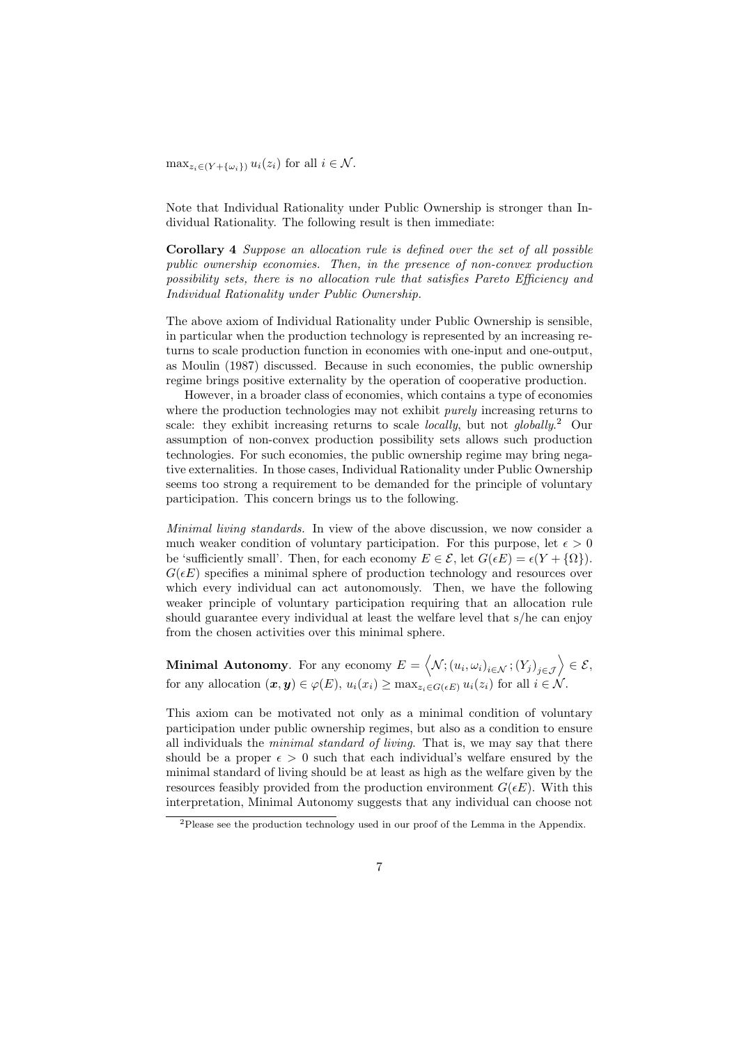$\max_{z_i \in (Y + \{\omega_i\})} u_i(z_i)$ for all $i \in \mathcal{N}$.

Note that Individual Rationality under Public Ownership is stronger than Individual Rationality. The following result is then immediate:

**Corollary 4** *Suppose an allocation rule is defined over the set of all possible public ownership economies. Then, in the presence of non-convex production possibility sets, there is no allocation rule that satisfies Pareto Efficiency and Individual Rationality under Public Ownership.*

The above axiom of Individual Rationality under Public Ownership is sensible, in particular when the production technology is represented by an increasing returns to scale production function in economies with one-input and one-output, as Moulin (1987) discussed. Because in such economies, the public ownership regime brings positive externality by the operation of cooperative production.

However, in a broader class of economies, which contains a type of economies where the production technologies may not exhibit *purely* increasing returns to scale: they exhibit increasing returns to scale *locally*, but not *globally*.[2] Our assumption of non-convex production possibility sets allows such production technologies. For such economies, the public ownership regime may bring negative externalities. In those cases, Individual Rationality under Public Ownership seems too strong a requirement to be demanded for the principle of voluntary participation. This concern brings us to the following.

*Minimal living standards.* In view of the above discussion, we now consider a much weaker condition of voluntary participation. For this purpose, let $\epsilon > 0$ be 'sufficiently small'. Then, for each economy $E \in \mathcal{E}$, let $G(\epsilon E) = \epsilon(Y + \{\Omega\})$. $G(\epsilon E)$ specifies a minimal sphere of production technology and resources over which every individual can act autonomously. Then, we have the following weaker principle of voluntary participation requiring that an allocation rule should guarantee every individual at least the welfare level that s/he can enjoy from the chosen activities over this minimal sphere.

**Minimal Autonomy**. For any economy $E = \left\langle \mathcal{N}; (u_i, \omega_i)_{i \in \mathcal{N}}; (Y_j)_{j \in \mathcal{J}} \right\rangle \in \mathcal{E}$, for any allocation $(\boldsymbol{x}, \boldsymbol{y}) \in \varphi(E)$, $u_i(x_i) \geq \max_{z_i \in G(\epsilon E)} u_i(z_i)$ for all $i \in \mathcal{N}$.

This axiom can be motivated not only as a minimal condition of voluntary participation under public ownership regimes, but also as a condition to ensure all individuals the *minimal standard of living*. That is, we may say that there should be a proper $\epsilon > 0$ such that each individual's welfare ensured by the minimal standard of living should be at least as high as the welfare given by the resources feasibly provided from the production environment $G(\epsilon E)$. With this interpretation, Minimal Autonomy suggests that any individual can choose not

[2] Please see the production technology used in our proof of the Lemma in the Appendix.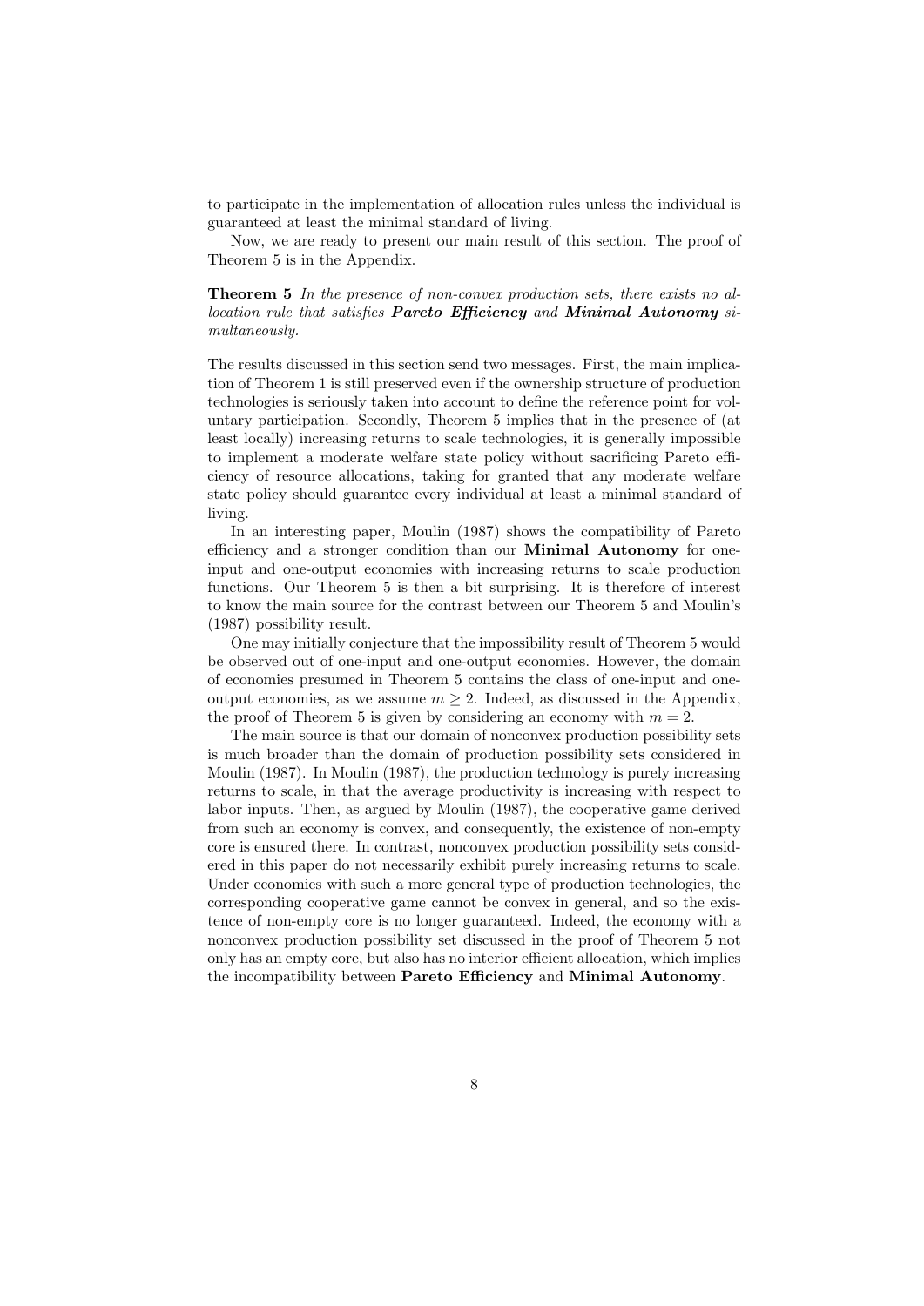to participate in the implementation of allocation rules unless the individual is guaranteed at least the minimal standard of living.

Now, we are ready to present our main result of this section. The proof of Theorem 5 is in the Appendix.

**Theorem 5** *In the presence of non-convex production sets, there exists no allocation rule that satisfies **Pareto Efficiency** and **Minimal Autonomy** simultaneously.*

The results discussed in this section send two messages. First, the main implication of Theorem 1 is still preserved even if the ownership structure of production technologies is seriously taken into account to define the reference point for voluntary participation. Secondly, Theorem 5 implies that in the presence of (at least locally) increasing returns to scale technologies, it is generally impossible to implement a moderate welfare state policy without sacrificing Pareto efficiency of resource allocations, taking for granted that any moderate welfare state policy should guarantee every individual at least a minimal standard of living.

In an interesting paper, Moulin (1987) shows the compatibility of Pareto efficiency and a stronger condition than our **Minimal Autonomy** for one-input and one-output economies with increasing returns to scale production functions. Our Theorem 5 is then a bit surprising. It is therefore of interest to know the main source for the contrast between our Theorem 5 and Moulin's (1987) possibility result.

One may initially conjecture that the impossibility result of Theorem 5 would be observed out of one-input and one-output economies. However, the domain of economies presumed in Theorem 5 contains the class of one-input and one-output economies, as we assume $m \geq 2$. Indeed, as discussed in the Appendix, the proof of Theorem 5 is given by considering an economy with $m = 2$.

The main source is that our domain of nonconvex production possibility sets is much broader than the domain of production possibility sets considered in Moulin (1987). In Moulin (1987), the production technology is purely increasing returns to scale, in that the average productivity is increasing with respect to labor inputs. Then, as argued by Moulin (1987), the cooperative game derived from such an economy is convex, and consequently, the existence of non-empty core is ensured there. In contrast, nonconvex production possibility sets considered in this paper do not necessarily exhibit purely increasing returns to scale. Under economies with such a more general type of production technologies, the corresponding cooperative game cannot be convex in general, and so the existence of non-empty core is no longer guaranteed. Indeed, the economy with a nonconvex production possibility set discussed in the proof of Theorem 5 not only has an empty core, but also has no interior efficient allocation, which implies the incompatibility between **Pareto Efficiency** and **Minimal Autonomy**.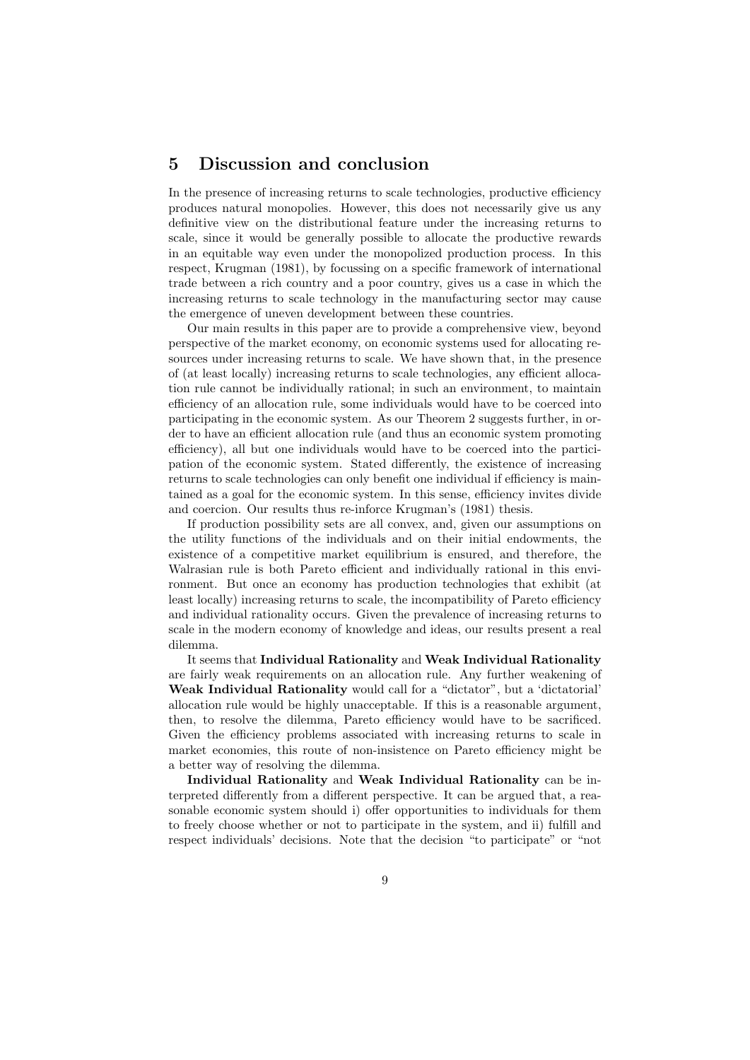## 5 Discussion and conclusion

In the presence of increasing returns to scale technologies, productive efficiency produces natural monopolies. However, this does not necessarily give us any definitive view on the distributional feature under the increasing returns to scale, since it would be generally possible to allocate the productive rewards in an equitable way even under the monopolized production process. In this respect, Krugman (1981), by focussing on a specific framework of international trade between a rich country and a poor country, gives us a case in which the increasing returns to scale technology in the manufacturing sector may cause the emergence of uneven development between these countries.

Our main results in this paper are to provide a comprehensive view, beyond perspective of the market economy, on economic systems used for allocating resources under increasing returns to scale. We have shown that, in the presence of (at least locally) increasing returns to scale technologies, any efficient allocation rule cannot be individually rational; in such an environment, to maintain efficiency of an allocation rule, some individuals would have to be coerced into participating in the economic system. As our Theorem 2 suggests further, in order to have an efficient allocation rule (and thus an economic system promoting efficiency), all but one individuals would have to be coerced into the participation of the economic system. Stated differently, the existence of increasing returns to scale technologies can only benefit one individual if efficiency is maintained as a goal for the economic system. In this sense, efficiency invites divide and coercion. Our results thus re-inforce Krugman's (1981) thesis.

If production possibility sets are all convex, and, given our assumptions on the utility functions of the individuals and on their initial endowments, the existence of a competitive market equilibrium is ensured, and therefore, the Walrasian rule is both Pareto efficient and individually rational in this environment. But once an economy has production technologies that exhibit (at least locally) increasing returns to scale, the incompatibility of Pareto efficiency and individual rationality occurs. Given the prevalence of increasing returns to scale in the modern economy of knowledge and ideas, our results present a real dilemma.

It seems that **Individual Rationality** and **Weak Individual Rationality** are fairly weak requirements on an allocation rule. Any further weakening of **Weak Individual Rationality** would call for a "dictator", but a 'dictatorial' allocation rule would be highly unacceptable. If this is a reasonable argument, then, to resolve the dilemma, Pareto efficiency would have to be sacrificed. Given the efficiency problems associated with increasing returns to scale in market economies, this route of non-insistence on Pareto efficiency might be a better way of resolving the dilemma.

**Individual Rationality** and **Weak Individual Rationality** can be interpreted differently from a different perspective. It can be argued that, a reasonable economic system should i) offer opportunities to individuals for them to freely choose whether or not to participate in the system, and ii) fulfill and respect individuals' decisions. Note that the decision "to participate" or "not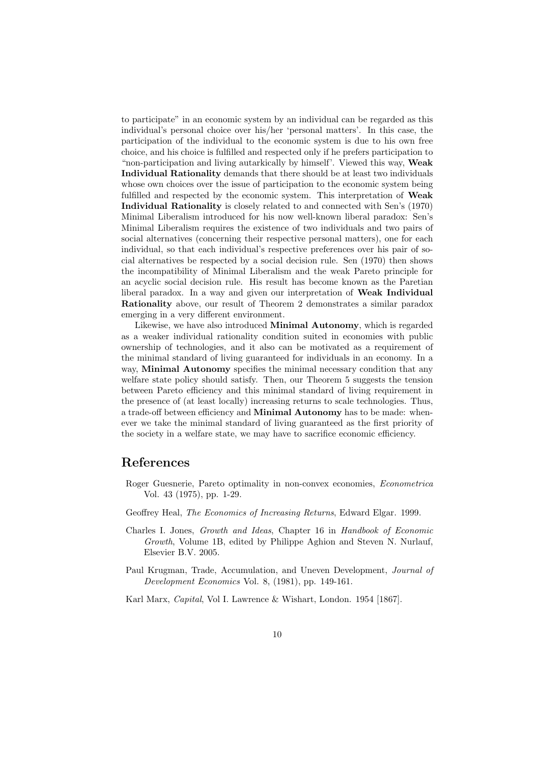to participate" in an economic system by an individual can be regarded as this individual's personal choice over his/her 'personal matters'. In this case, the participation of the individual to the economic system is due to his own free choice, and his choice is fulfilled and respected only if he prefers participation to "non-participation and living autarkically by himself'. Viewed this way, **Weak Individual Rationality** demands that there should be at least two individuals whose own choices over the issue of participation to the economic system being fulfilled and respected by the economic system. This interpretation of **Weak Individual Rationality** is closely related to and connected with Sen's (1970) Minimal Liberalism introduced for his now well-known liberal paradox: Sen's Minimal Liberalism requires the existence of two individuals and two pairs of social alternatives (concerning their respective personal matters), one for each individual, so that each individual's respective preferences over his pair of social alternatives be respected by a social decision rule. Sen (1970) then shows the incompatibility of Minimal Liberalism and the weak Pareto principle for an acyclic social decision rule. His result has become known as the Paretian liberal paradox. In a way and given our interpretation of **Weak Individual Rationality** above, our result of Theorem 2 demonstrates a similar paradox emerging in a very different environment.

Likewise, we have also introduced **Minimal Autonomy**, which is regarded as a weaker individual rationality condition suited in economies with public ownership of technologies, and it also can be motivated as a requirement of the minimal standard of living guaranteed for individuals in an economy. In a way, **Minimal Autonomy** specifies the minimal necessary condition that any welfare state policy should satisfy. Then, our Theorem 5 suggests the tension between Pareto efficiency and this minimal standard of living requirement in the presence of (at least locally) increasing returns to scale technologies. Thus, a trade-off between efficiency and **Minimal Autonomy** has to be made: whenever we take the minimal standard of living guaranteed as the first priority of the society in a welfare state, we may have to sacrifice economic efficiency.

# References

Roger Guesnerie, Pareto optimality in non-convex economies, *Econometrica* Vol. 43 (1975), pp. 1-29.

Geoffrey Heal, *The Economics of Increasing Returns*, Edward Elgar. 1999.

Charles I. Jones, *Growth and Ideas*, Chapter 16 in *Handbook of Economic Growth*, Volume 1B, edited by Philippe Aghion and Steven N. Nurlauf, Elsevier B.V. 2005.

Paul Krugman, Trade, Accumulation, and Uneven Development, *Journal of Development Economics* Vol. 8, (1981), pp. 149-161.

Karl Marx, *Capital*, Vol I. Lawrence & Wishart, London. 1954 [1867].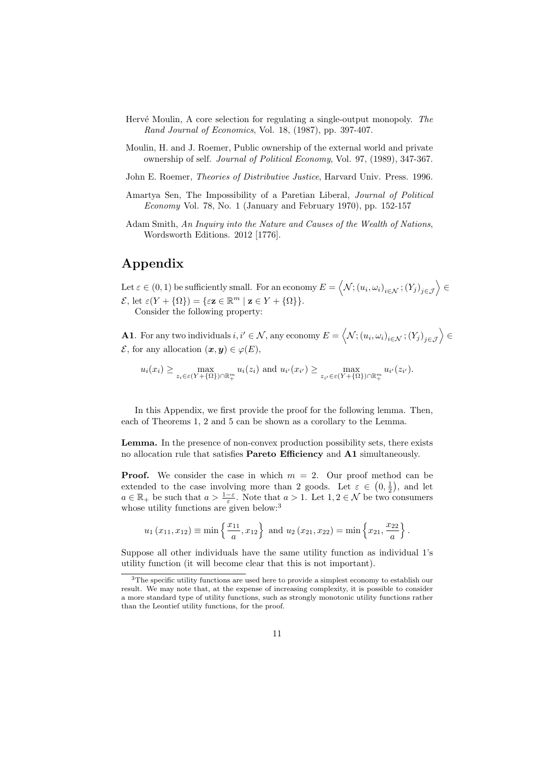Hervé Moulin, A core selection for regulating a single-output monopoly. *The Rand Journal of Economics*, Vol. 18, (1987), pp. 397-407.

Moulin, H. and J. Roemer, Public ownership of the external world and private ownership of self. *Journal of Political Economy*, Vol. 97, (1989), 347-367.

John E. Roemer, *Theories of Distributive Justice*, Harvard Univ. Press. 1996.

Amartya Sen, The Impossibility of a Paretian Liberal, *Journal of Political Economy* Vol. 78, No. 1 (January and February 1970), pp. 152-157

Adam Smith, *An Inquiry into the Nature and Causes of the Wealth of Nations*, Wordsworth Editions. 2012 [1776].

# Appendix

Let $\varepsilon \in (0, 1)$ be sufficiently small. For an economy $E = \left\langle \mathcal{N}; (u_i, \omega_i)_{i \in \mathcal{N}}; (Y_j)_{j \in \mathcal{J}} \right\rangle \in \mathcal{E}$, let $\varepsilon(Y + \{\Omega\}) = \{\varepsilon \mathbf{z} \in \mathbb{R}^m \mid \mathbf{z} \in Y + \{\Omega\}\}$.

Consider the following property:

**A1**. For any two individuals $i, i' \in \mathcal{N}$, any economy $E = \left\langle \mathcal{N}; (u_i, \omega_i)_{i \in \mathcal{N}}; (Y_j)_{j \in \mathcal{J}} \right\rangle \in \mathcal{E}$, for any allocation $(\boldsymbol{x}, \boldsymbol{y}) \in \varphi(E)$,

$$u_i(x_i) \geq \max_{z_i \in \varepsilon(Y + \{\Omega\}) \cap \mathbb{R}^m_+} u_i(z_i) \text{ and } u_{i'}(x_{i'}) \geq \max_{z_{i'} \in \varepsilon(Y + \{\Omega\}) \cap \mathbb{R}^m_+} u_{i'}(z_{i'}).$$

In this Appendix, we first provide the proof for the following lemma. Then, each of Theorems 1, 2 and 5 can be shown as a corollary to the Lemma.

**Lemma.** In the presence of non-convex production possibility sets, there exists no allocation rule that satisfies **Pareto Efficiency** and **A1** simultaneously.

**Proof.** We consider the case in which $m = 2$. Our proof method can be extended to the case involving more than 2 goods. Let $\varepsilon \in \left(0, \frac{1}{2}\right)$, and let $a \in \mathbb{R}_+$ be such that $a > \frac{1-\varepsilon}{\varepsilon}$. Note that $a > 1$. Let $1, 2 \in \mathcal{N}$ be two consumers whose utility functions are given below:[3]

$$u_1(x_{11}, x_{12}) \equiv \min\left\{\frac{x_{11}}{a}, x_{12}\right\} \text{ and } u_2(x_{21}, x_{22}) = \min\left\{x_{21}, \frac{x_{22}}{a}\right\}.$$

Suppose all other individuals have the same utility function as individual 1's utility function (it will become clear that this is not important).

[3]The specific utility functions are used here to provide a simplest economy to establish our result. We may note that, at the expense of increasing complexity, it is possible to consider a more standard type of utility functions, such as strongly monotonic utility functions rather than the Leontief utility functions, for the proof.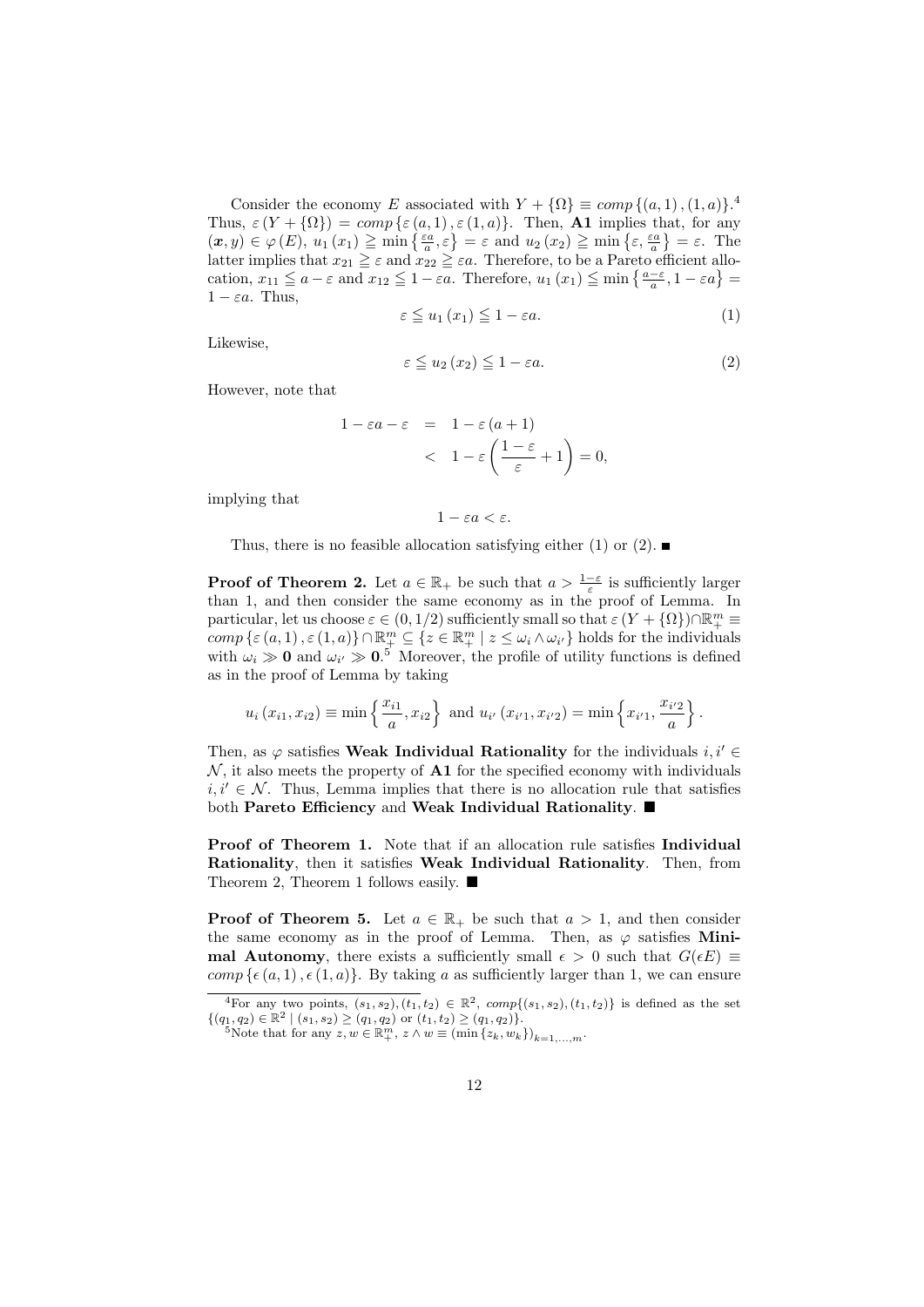Consider the economy $E$ associated with $Y + \{\Omega\} \equiv comp\{(a, 1), (1, a)\}$.[4] Thus, $\varepsilon(Y + \{\Omega\}) = comp\{\varepsilon(a, 1), \varepsilon(1, a)\}$. Then, **A1** implies that, for any $(\boldsymbol{x}, y) \in \varphi(E)$, $u_1(x_1) \geqq \min\left\{\frac{\varepsilon a}{a}, \varepsilon\right\} = \varepsilon$ and $u_2(x_2) \geqq \min\left\{\varepsilon, \frac{\varepsilon a}{a}\right\} = \varepsilon$. The latter implies that $x_{21} \geqq \varepsilon$ and $x_{22} \geqq \varepsilon a$. Therefore, to be a Pareto efficient allocation, $x_{11} \leqq a - \varepsilon$ and $x_{12} \leqq 1 - \varepsilon a$. Therefore, $u_1(x_1) \leqq \min\left\{\frac{a-\varepsilon}{a}, 1 - \varepsilon a\right\} = 1 - \varepsilon a$. Thus,

$$\varepsilon \leqq u_1(x_1) \leqq 1 - \varepsilon a. \tag{1}$$

Likewise,

$$\varepsilon \leqq u_2(x_2) \leqq 1 - \varepsilon a. \tag{2}$$

However, note that

$$\begin{aligned} 1 - \varepsilon a - \varepsilon &= 1 - \varepsilon(a + 1) \\ &< 1 - \varepsilon\left(\frac{1-\varepsilon}{\varepsilon} + 1\right) = 0, \end{aligned}$$

implying that

$$1 - \varepsilon a < \varepsilon.$$

Thus, there is no feasible allocation satisfying either (1) or (2). ■

**Proof of Theorem 2.** Let $a \in \mathbb{R}_+$ be such that $a > \frac{1-\varepsilon}{\varepsilon}$ is sufficiently larger than 1, and then consider the same economy as in the proof of Lemma. In particular, let us choose $\varepsilon \in (0, 1/2)$ sufficiently small so that $\varepsilon(Y + \{\Omega\}) \cap \mathbb{R}^m_+ \equiv comp\{\varepsilon(a, 1), \varepsilon(1, a)\} \cap \mathbb{R}^m_+ \subseteq \{z \in \mathbb{R}^m_+ \mid z \leq \omega_i \wedge \omega_{i'}\}$ holds for the individuals with $\omega_i \gg \mathbf{0}$ and $\omega_{i'} \gg \mathbf{0}$.[5] Moreover, the profile of utility functions is defined as in the proof of Lemma by taking

$$u_i(x_{i1}, x_{i2}) \equiv \min\left\{\frac{x_{i1}}{a}, x_{i2}\right\} \text{ and } u_{i'}(x_{i'1}, x_{i'2}) = \min\left\{x_{i'1}, \frac{x_{i'2}}{a}\right\}.$$

Then, as $\varphi$ satisfies **Weak Individual Rationality** for the individuals $i, i' \in \mathcal{N}$, it also meets the property of **A1** for the specified economy with individuals $i, i' \in \mathcal{N}$. Thus, Lemma implies that there is no allocation rule that satisfies both **Pareto Efficiency** and **Weak Individual Rationality**. ■

**Proof of Theorem 1.** Note that if an allocation rule satisfies **Individual Rationality**, then it satisfies **Weak Individual Rationality**. Then, from Theorem 2, Theorem 1 follows easily. ■

**Proof of Theorem 5.** Let $a \in \mathbb{R}_+$ be such that $a > 1$, and then consider the same economy as in the proof of Lemma. Then, as $\varphi$ satisfies **Minimal Autonomy**, there exists a sufficiently small $\epsilon > 0$ such that $G(\epsilon E) \equiv comp\{\epsilon(a, 1), \epsilon(1, a)\}$. By taking $a$ as sufficiently larger than 1, we can ensure

---

[4] For any two points, $(s_1, s_2), (t_1, t_2) \in \mathbb{R}^2$, $comp\{(s_1, s_2), (t_1, t_2)\}$ is defined as the set $\{(q_1, q_2) \in \mathbb{R}^2 \mid (s_1, s_2) \geq (q_1, q_2) \text{ or } (t_1, t_2) \geq (q_1, q_2)\}$.

[5] Note that for any $z, w \in \mathbb{R}^m_+$, $z \wedge w \equiv (\min\{z_k, w_k\})_{k=1,\ldots,m}$.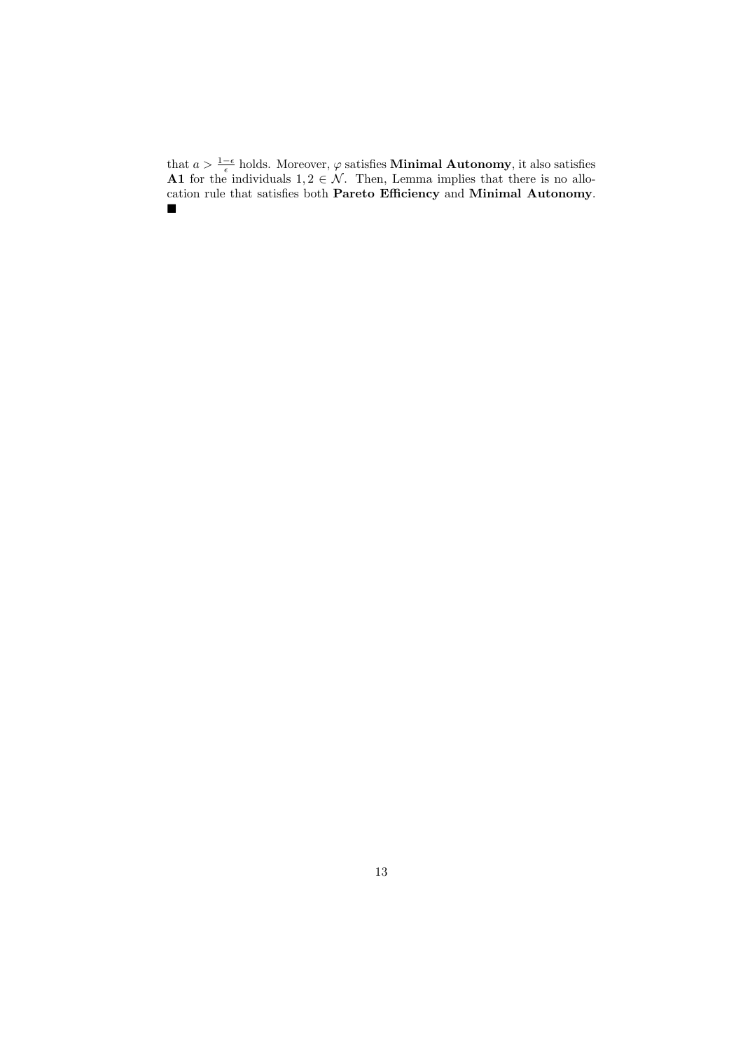that $a > \frac{1-\epsilon}{\epsilon}$ holds. Moreover, $\varphi$ satisfies **Minimal Autonomy**, it also satisfies **A1** for the individuals $1, 2 \in \mathcal{N}$. Then, Lemma implies that there is no allocation rule that satisfies both **Pareto Efficiency** and **Minimal Autonomy**. ■